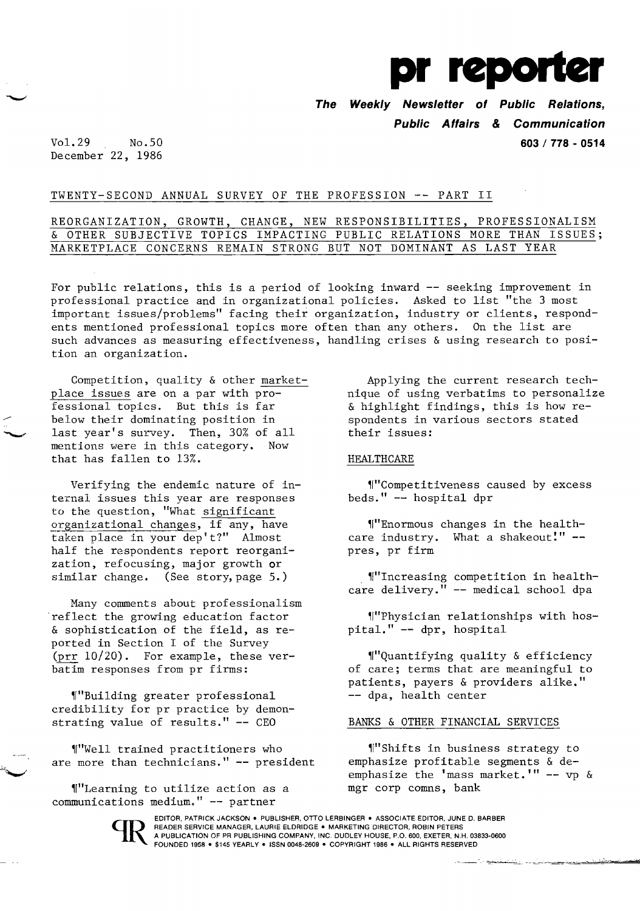# pr reporter

**The Weekly Newsletter of Public Relations, Public Affairs & Communication**

**603 / 778 - 0514**

Vol.29 No.50
December 22, 1986

## TWENTY-SECOND ANNUAL SURVEY OF THE PROFESSION -- PART II

## REORGANIZATION, GROWTH, CHANGE, NEW RESPONSIBILITIES, PROFESSIONALISM & OTHER SUBJECTIVE TOPICS IMPACTING PUBLIC RELATIONS MORE THAN ISSUES; MARKETPLACE CONCERNS REMAIN STRONG BUT NOT DOMINANT AS LAST YEAR

For public relations, this is a period of looking inward -- seeking improvement in professional practice and in organizational policies. Asked to list "the 3 most important issues/problems" facing their organization, industry or clients, respondents mentioned professional topics more often than any others. On the list are such advances as measuring effectiveness, handling crises & using research to position an organization.

Competition, quality & other marketplace issues are on a par with professional topics. But this is far below their dominating position in last year's survey. Then, 30% of all mentions were in this category. Now that has fallen to 13%.

Verifying the endemic nature of internal issues this year are responses to the question, "What significant organizational changes, if any, have taken place in your dep't?" Almost half the respondents report reorganization, refocusing, major growth or similar change. (See story, page 5.)

Many comments about professionalism reflect the growing education factor & sophistication of the field, as reported in Section I of the Survey (prr 10/20). For example, these verbatim responses from pr firms:

¶"Building greater professional credibility for pr practice by demonstrating value of results." -- CEO

¶"Well trained practitioners who are more than technicians." -- president

¶"Learning to utilize action as a communications medium." -- partner

Applying the current research technique of using verbatims to personalize & highlight findings, this is how respondents in various sectors stated their issues:

### HEALTHCARE

¶"Competitiveness caused by excess beds." -- hospital dpr

¶"Enormous changes in the healthcare industry. What a shakeout!" -- pres, pr firm

¶"Increasing competition in healthcare delivery." -- medical school dpa

¶"Physician relationships with hospital." -- dpr, hospital

¶"Quantifying quality & efficiency of care; terms that are meaningful to patients, payers & providers alike." -- dpa, health center

### BANKS & OTHER FINANCIAL SERVICES

¶"Shifts in business strategy to emphasize profitable segments & deemphasize the 'mass market.'" -- vp & mgr corp comns, bank

EDITOR, PATRICK JACKSON • PUBLISHER, OTTO LERBINGER • ASSOCIATE EDITOR, JUNE D. BARBER
READER SERVICE MANAGER, LAURIE ELDRIDGE • MARKETING DIRECTOR, ROBIN PETERS
A PUBLICATION OF PR PUBLISHING COMPANY, INC. DUDLEY HOUSE, P.O. 600, EXETER, N.H. 03833-0600
FOUNDED 1958 • $145 YEARLY • ISSN 0048-2609 • COPYRIGHT 1986 • ALL RIGHTS RESERVED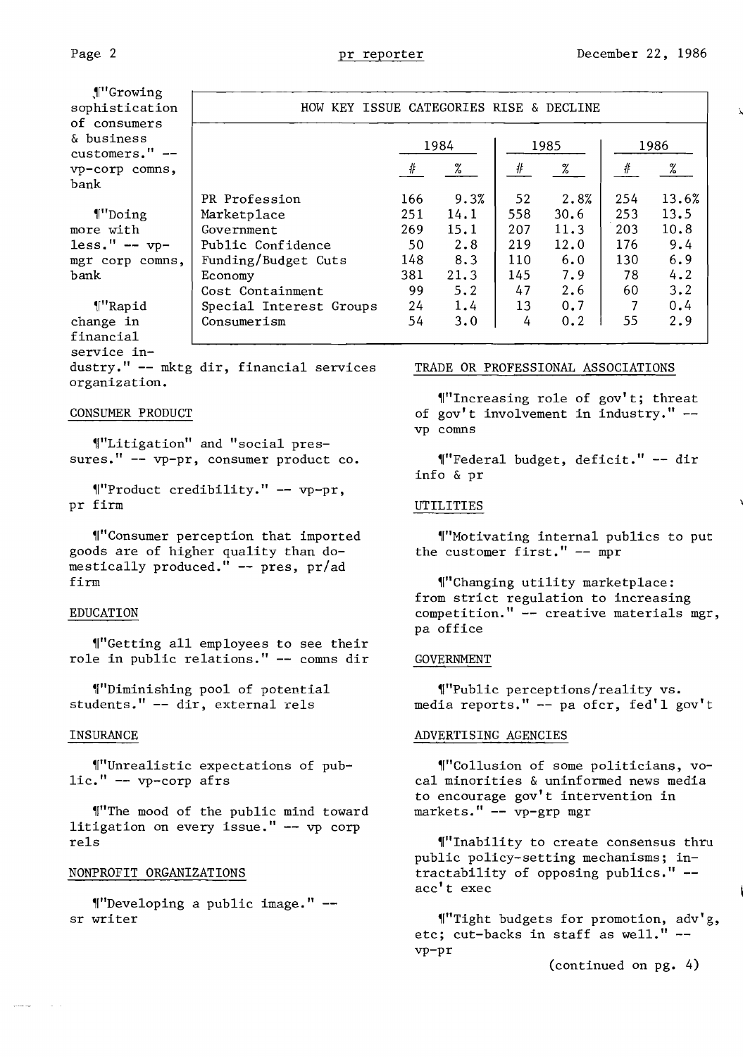¶"Growing sophistication of consumers & business customers." -- vp-corp comns, bank

¶"Doing more with less." -- vp-mgr corp comns, bank

¶"Rapid change in financial service industry." -- mktg dir, financial services organization.

| HOW KEY ISSUE CATEGORIES RISE & DECLINE | 1984 | | 1985 | | 1986 | |
|---|---|---|---|---|---|---|
| | # | % | # | % | # | % |
| PR Profession | 166 | 9.3% | 52 | 2.8% | 254 | 13.6% |
| Marketplace | 251 | 14.1 | 558 | 30.6 | 253 | 13.5 |
| Government | 269 | 15.1 | 207 | 11.3 | 203 | 10.8 |
| Public Confidence | 50 | 2.8 | 219 | 12.0 | 176 | 9.4 |
| Funding/Budget Cuts | 148 | 8.3 | 110 | 6.0 | 130 | 6.9 |
| Economy | 381 | 21.3 | 145 | 7.9 | 78 | 4.2 |
| Cost Containment | 99 | 5.2 | 47 | 2.6 | 60 | 3.2 |
| Special Interest Groups | 24 | 1.4 | 13 | 0.7 | 7 | 0.4 |
| Consumerism | 54 | 3.0 | 4 | 0.2 | 55 | 2.9 |

CONSUMER PRODUCT

¶"Litigation" and "social pressures." -- vp-pr, consumer product co.

¶"Product credibility." -- vp-pr, pr firm

¶"Consumer perception that imported goods are of higher quality than domestically produced." -- pres, pr/ad firm

EDUCATION

¶"Getting all employees to see their role in public relations." -- comns dir

¶"Diminishing pool of potential students." -- dir, external rels

INSURANCE

¶"Unrealistic expectations of public." -- vp-corp afrs

¶"The mood of the public mind toward litigation on every issue." -- vp corp rels

NONPROFIT ORGANIZATIONS

¶"Developing a public image." -- sr writer

TRADE OR PROFESSIONAL ASSOCIATIONS

¶"Increasing role of gov't; threat of gov't involvement in industry." -- vp comns

¶"Federal budget, deficit." -- dir info & pr

UTILITIES

¶"Motivating internal publics to put the customer first." -- mpr

¶"Changing utility marketplace: from strict regulation to increasing competition." -- creative materials mgr, pa office

GOVERNMENT

¶"Public perceptions/reality vs. media reports." -- pa ofcr, fed'l gov't

ADVERTISING AGENCIES

¶"Collusion of some politicians, vocal minorities & uninformed news media to encourage gov't intervention in markets." -- vp-grp mgr

¶"Inability to create consensus thru public policy-setting mechanisms; intractability of opposing publics." -- acc't exec

¶"Tight budgets for promotion, adv'g, etc; cut-backs in staff as well." -- vp-pr

(continued on pg. 4)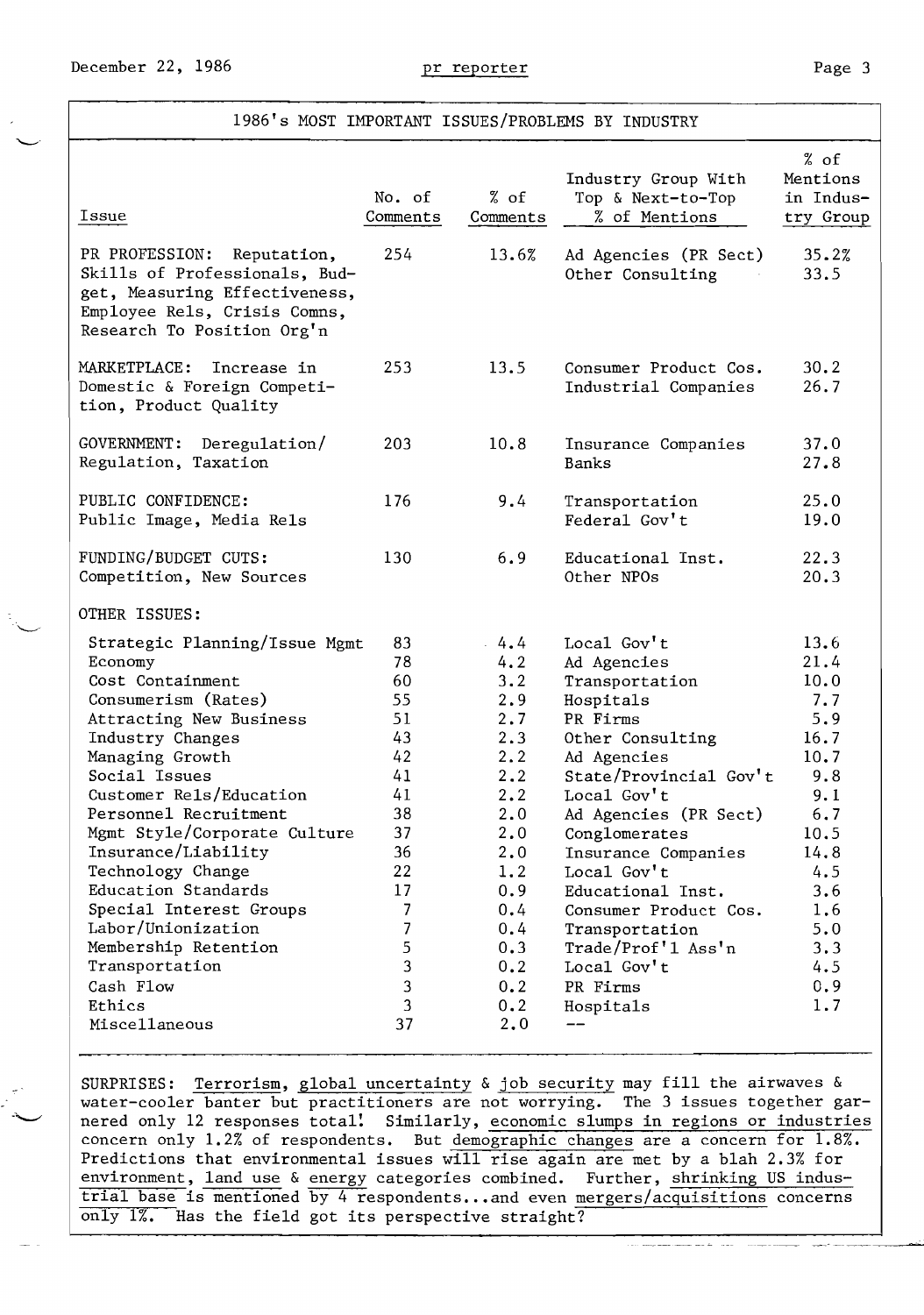## 1986's MOST IMPORTANT ISSUES/PROBLEMS BY INDUSTRY

| Issue | No. of Comments | % of Comments | Industry Group With Top & Next-to-Top % of Mentions | % of Mentions in Industry Group |
|---|---|---|---|---|
| PR PROFESSION: Reputation, Skills of Professionals, Budget, Measuring Effectiveness, Employee Rels, Crisis Comns, Research To Position Org'n | 254 | 13.6% | Ad Agencies (PR Sect)<br>Other Consulting | 35.2%<br>33.5 |
| MARKETPLACE: Increase in Domestic & Foreign Competition, Product Quality | 253 | 13.5 | Consumer Product Cos.<br>Industrial Companies | 30.2<br>26.7 |
| GOVERNMENT: Deregulation/Regulation, Taxation | 203 | 10.8 | Insurance Companies<br>Banks | 37.0<br>27.8 |
| PUBLIC CONFIDENCE: Public Image, Media Rels | 176 | 9.4 | Transportation<br>Federal Gov't | 25.0<br>19.0 |
| FUNDING/BUDGET CUTS: Competition, New Sources | 130 | 6.9 | Educational Inst.<br>Other NPOs | 22.3<br>20.3 |
| OTHER ISSUES: | | | | |
| Strategic Planning/Issue Mgmt | 83 | 4.4 | Local Gov't | 13.6 |
| Economy | 78 | 4.2 | Ad Agencies | 21.4 |
| Cost Containment | 60 | 3.2 | Transportation | 10.0 |
| Consumerism (Rates) | 55 | 2.9 | Hospitals | 7.7 |
| Attracting New Business | 51 | 2.7 | PR Firms | 5.9 |
| Industry Changes | 43 | 2.3 | Other Consulting | 16.7 |
| Managing Growth | 42 | 2.2 | Ad Agencies | 10.7 |
| Social Issues | 41 | 2.2 | State/Provincial Gov't | 9.8 |
| Customer Rels/Education | 41 | 2.2 | Local Gov't | 9.1 |
| Personnel Recruitment | 38 | 2.0 | Ad Agencies (PR Sect) | 6.7 |
| Mgmt Style/Corporate Culture | 37 | 2.0 | Conglomerates | 10.5 |
| Insurance/Liability | 36 | 2.0 | Insurance Companies | 14.8 |
| Technology Change | 22 | 1.2 | Local Gov't | 4.5 |
| Education Standards | 17 | 0.9 | Educational Inst. | 3.6 |
| Special Interest Groups | 7 | 0.4 | Consumer Product Cos. | 1.6 |
| Labor/Unionization | 7 | 0.4 | Transportation | 5.0 |
| Membership Retention | 5 | 0.3 | Trade/Prof'l Ass'n | 3.3 |
| Transportation | 3 | 0.2 | Local Gov't | 4.5 |
| Cash Flow | 3 | 0.2 | PR Firms | 0.9 |
| Ethics | 3 | 0.2 | Hospitals | 1.7 |
| Miscellaneous | 37 | 2.0 | -- | |

SURPRISES: Terrorism, global uncertainty & job security may fill the airwaves & water-cooler banter but practitioners are not worrying. The 3 issues together garnered only 12 responses total! Similarly, economic slumps in regions or industries concern only 1.2% of respondents. But demographic changes are a concern for 1.8%. Predictions that environmental issues will rise again are met by a blah 2.3% for environment, land use & energy categories combined. Further, shrinking US industrial base is mentioned by 4 respondents...and even mergers/acquisitions concerns only 1%. Has the field got its perspective straight?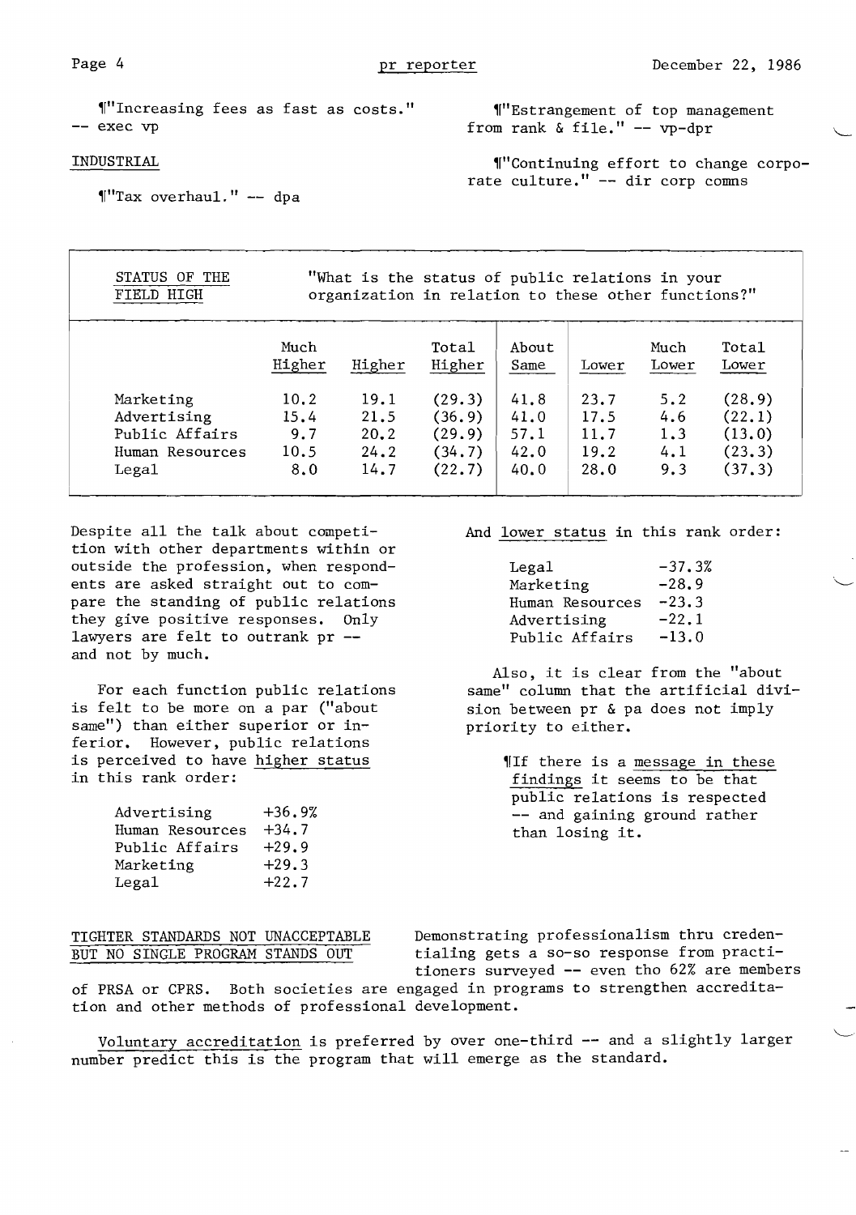¶"Increasing fees as fast as costs." -- exec vp

INDUSTRIAL

¶"Tax overhaul." -- dpa

¶"Estrangement of top management from rank & file." -- vp-dpr

¶"Continuing effort to change corporate culture." -- dir corp comms

STATUS OF THE FIELD HIGH

"What is the status of public relations in your organization in relation to these other functions?"

| | Much Higher | Higher | Total Higher | About Same | Lower | Much Lower | Total Lower |
|---|---|---|---|---|---|---|---|
| Marketing | 10.2 | 19.1 | (29.3) | 41.8 | 23.7 | 5.2 | (28.9) |
| Advertising | 15.4 | 21.5 | (36.9) | 41.0 | 17.5 | 4.6 | (22.1) |
| Public Affairs | 9.7 | 20.2 | (29.9) | 57.1 | 11.7 | 1.3 | (13.0) |
| Human Resources | 10.5 | 24.2 | (34.7) | 42.0 | 19.2 | 4.1 | (23.3) |
| Legal | 8.0 | 14.7 | (22.7) | 40.0 | 28.0 | 9.3 | (37.3) |

Despite all the talk about competition with other departments within or outside the profession, when respondents are asked straight out to compare the standing of public relations they give positive responses. Only lawyers are felt to outrank pr -- and not by much.

For each function public relations is felt to be more on a par ("about same") than either superior or inferior. However, public relations is perceived to have higher status in this rank order:

| | |
|---|---|
| Advertising | +36.9% |
| Human Resources | +34.7 |
| Public Affairs | +29.9 |
| Marketing | +29.3 |
| Legal | +22.7 |

And lower status in this rank order:

| | |
|---|---|
| Legal | -37.3% |
| Marketing | -28.9 |
| Human Resources | -23.3 |
| Advertising | -22.1 |
| Public Affairs | -13.0 |

Also, it is clear from the "about same" column that the artificial division between pr & pa does not imply priority to either.

¶If there is a message in these findings it seems to be that public relations is respected -- and gaining ground rather than losing it.

TIGHTER STANDARDS NOT UNACCEPTABLE BUT NO SINGLE PROGRAM STANDS OUT

Demonstrating professionalism thru credentialing gets a so-so response from practitioners surveyed -- even tho 62% are members of PRSA or CPRS. Both societies are engaged in programs to strengthen accreditation and other methods of professional development.

Voluntary accreditation is preferred by over one-third -- and a slightly larger number predict this is the program that will emerge as the standard.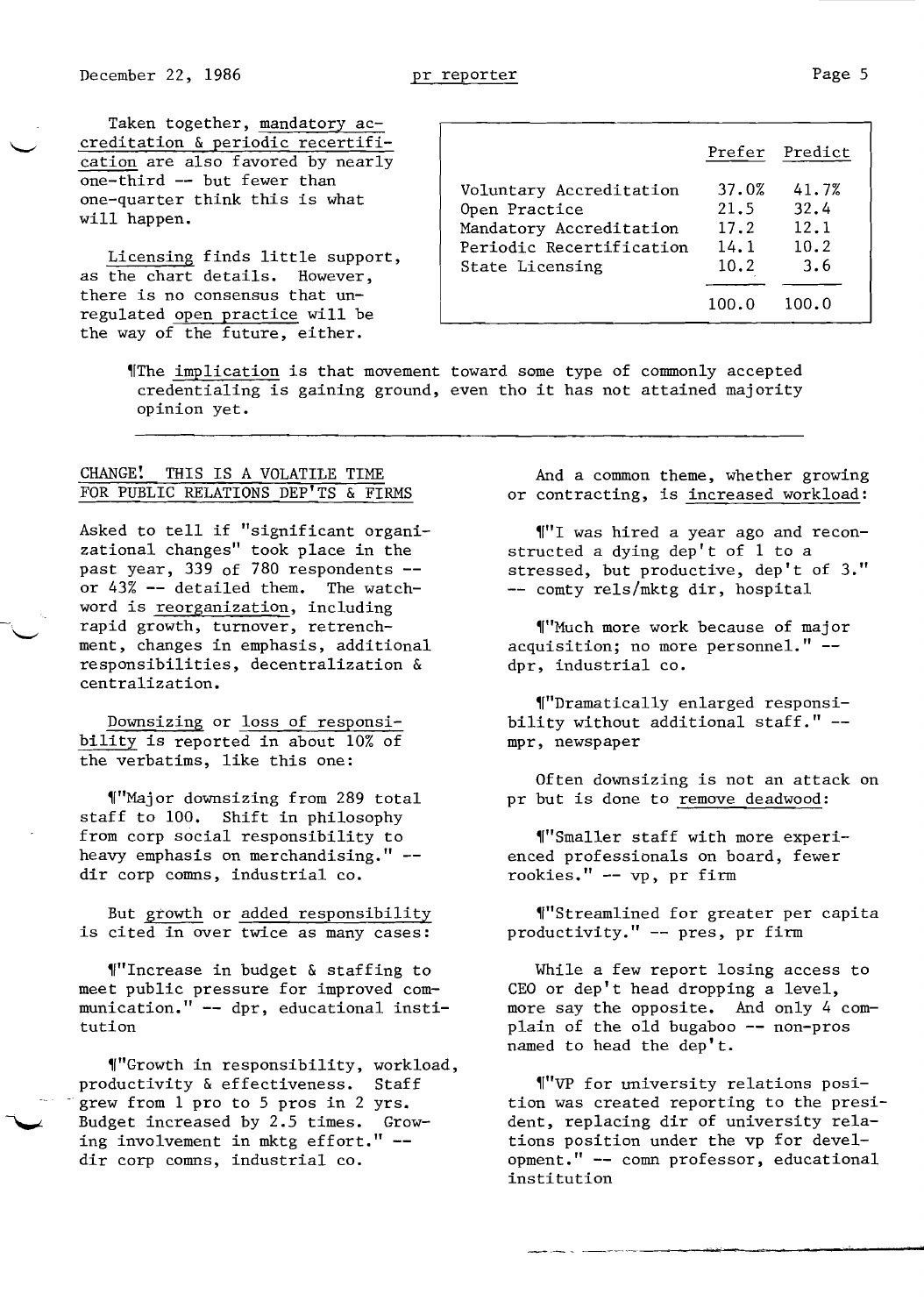Taken together, mandatory accreditation & periodic recertification are also favored by nearly one-third -- but fewer than one-quarter think this is what will happen.

Licensing finds little support, as the chart details. However, there is no consensus that unregulated open practice will be the way of the future, either.

| | Prefer | Predict |
|---|---|---|
| Voluntary Accreditation | 37.0% | 41.7% |
| Open Practice | 21.5 | 32.4 |
| Mandatory Accreditation | 17.2 | 12.1 |
| Periodic Recertification | 14.1 | 10.2 |
| State Licensing | 10.2 | 3.6 |
| | 100.0 | 100.0 |

¶The implication is that movement toward some type of commonly accepted credentialing is gaining ground, even tho it has not attained majority opinion yet.

---

## CHANGE! THIS IS A VOLATILE TIME FOR PUBLIC RELATIONS DEP'TS & FIRMS

Asked to tell if "significant organizational changes" took place in the past year, 339 of 780 respondents -- or 43% -- detailed them. The watchword is reorganization, including rapid growth, turnover, retrenchment, changes in emphasis, additional responsibilities, decentralization & centralization.

Downsizing or loss of responsibility is reported in about 10% of the verbatims, like this one:

¶"Major downsizing from 289 total staff to 100. Shift in philosophy from corp social responsibility to heavy emphasis on merchandising." -- dir corp comns, industrial co.

But growth or added responsibility is cited in over twice as many cases:

¶"Increase in budget & staffing to meet public pressure for improved communication." -- dpr, educational institution

¶"Growth in responsibility, workload, productivity & effectiveness. Staff grew from 1 pro to 5 pros in 2 yrs. Budget increased by 2.5 times. Growing involvement in mktg effort." -- dir corp comns, industrial co.

And a common theme, whether growing or contracting, is increased workload:

¶"I was hired a year ago and reconstructed a dying dep't of 1 to a stressed, but productive, dep't of 3." -- comty rels/mktg dir, hospital

¶"Much more work because of major acquisition; no more personnel." -- dpr, industrial co.

¶"Dramatically enlarged responsibility without additional staff." -- mpr, newspaper

Often downsizing is not an attack on pr but is done to remove deadwood:

¶"Smaller staff with more experienced professionals on board, fewer rookies." -- vp, pr firm

¶"Streamlined for greater per capita productivity." -- pres, pr firm

While a few report losing access to CEO or dep't head dropping a level, more say the opposite. And only 4 complain of the old bugaboo -- non-pros named to head the dep't.

¶"VP for university relations position was created reporting to the president, replacing dir of university relations position under the vp for development." -- comn professor, educational institution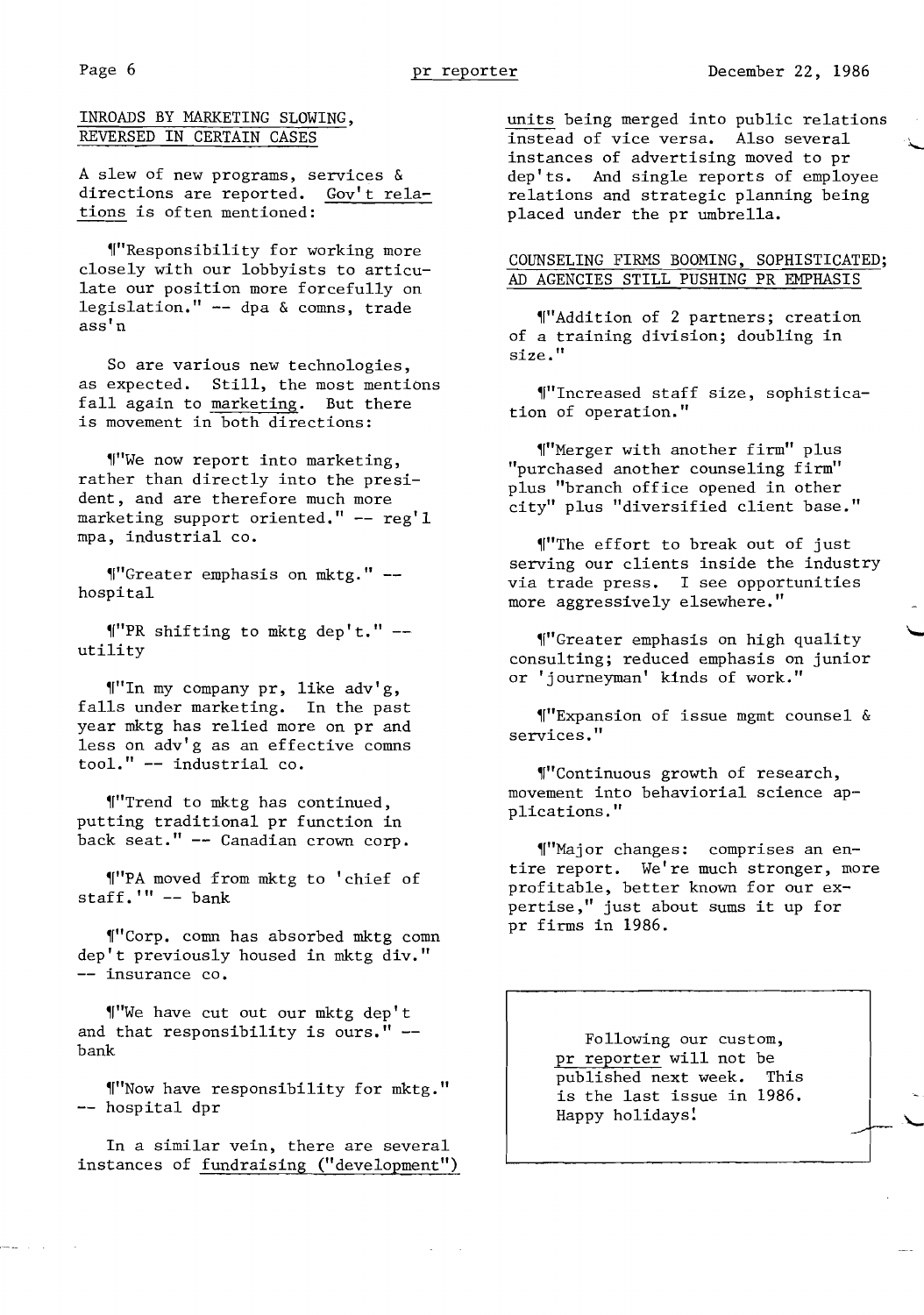## INROADS BY MARKETING SLOWING, REVERSED IN CERTAIN CASES

A slew of new programs, services & directions are reported. Gov't relations is often mentioned:

¶"Responsibility for working more closely with our lobbyists to articulate our position more forcefully on legislation." -- dpa & comns, trade ass'n

So are various new technologies, as expected. Still, the most mentions fall again to marketing. But there is movement in both directions:

¶"We now report into marketing, rather than directly into the president, and are therefore much more marketing support oriented." -- reg'l mpa, industrial co.

¶"Greater emphasis on mktg." -- hospital

¶"PR shifting to mktg dep't." -- utility

¶"In my company pr, like adv'g, falls under marketing. In the past year mktg has relied more on pr and less on adv'g as an effective comns tool." -- industrial co.

¶"Trend to mktg has continued, putting traditional pr function in back seat." -- Canadian crown corp.

¶"PA moved from mktg to 'chief of staff.'" -- bank

¶"Corp. comn has absorbed mktg comn dep't previously housed in mktg div." -- insurance co.

¶"We have cut out our mktg dep't and that responsibility is ours." -- bank

¶"Now have responsibility for mktg." -- hospital dpr

In a similar vein, there are several instances of fundraising ("development") units being merged into public relations instead of vice versa. Also several instances of advertising moved to pr dep'ts. And single reports of employee relations and strategic planning being placed under the pr umbrella.

## COUNSELING FIRMS BOOMING, SOPHISTICATED; AD AGENCIES STILL PUSHING PR EMPHASIS

¶"Addition of 2 partners; creation of a training division; doubling in size."

¶"Increased staff size, sophistication of operation."

¶"Merger with another firm" plus "purchased another counseling firm" plus "branch office opened in other city" plus "diversified client base."

¶"The effort to break out of just serving our clients inside the industry via trade press. I see opportunities more aggressively elsewhere."

¶"Greater emphasis on high quality consulting; reduced emphasis on junior or 'journeyman' kinds of work."

¶"Expansion of issue mgmt counsel & services."

¶"Continuous growth of research, movement into behaviorial science applications."

¶"Major changes: comprises an entire report. We're much stronger, more profitable, better known for our expertise," just about sums it up for pr firms in 1986.

> Following our custom, pr reporter will not be published next week. This is the last issue in 1986. Happy holidays!